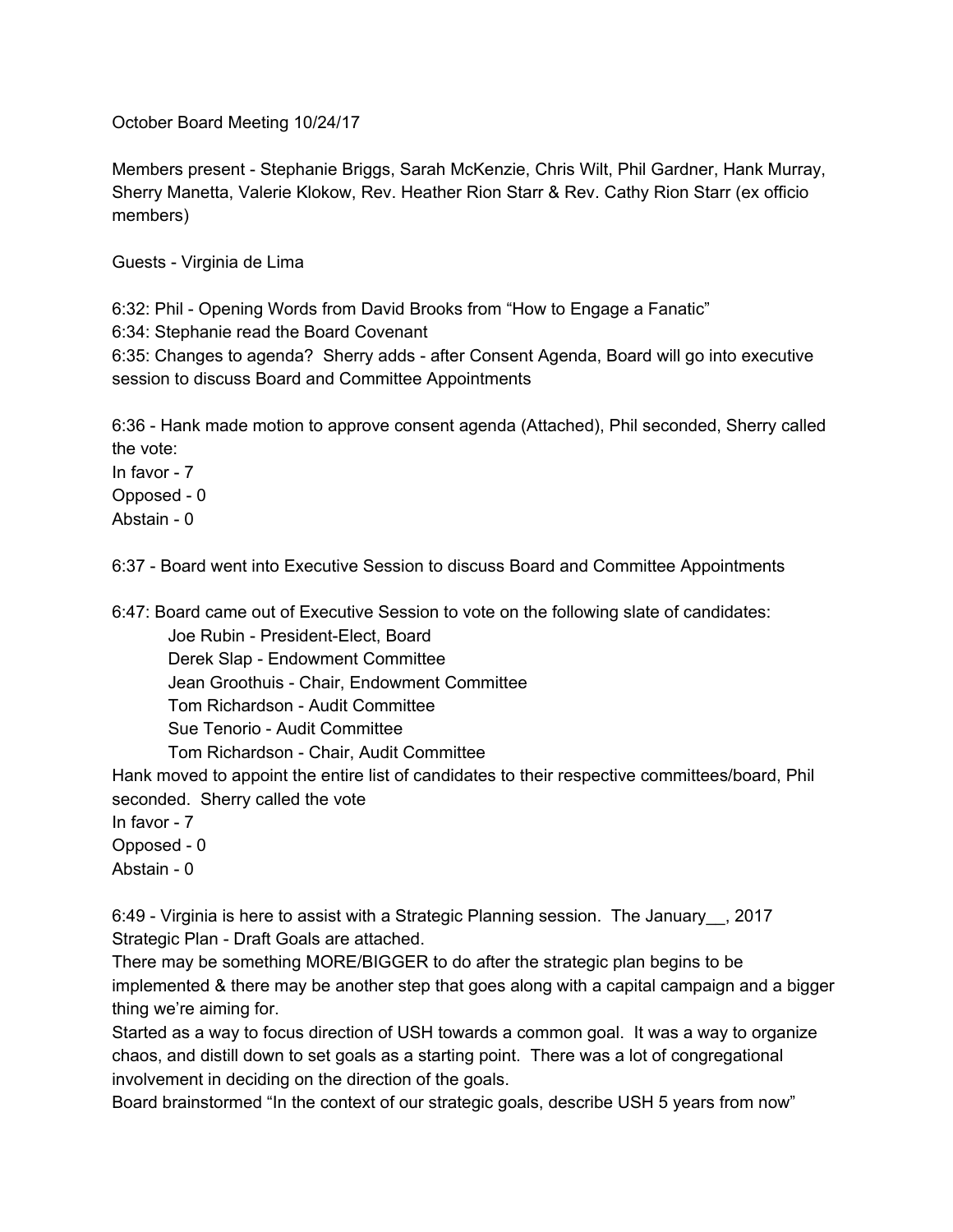October Board Meeting 10/24/17

Members present - Stephanie Briggs, Sarah McKenzie, Chris Wilt, Phil Gardner, Hank Murray, Sherry Manetta, Valerie Klokow, Rev. Heather Rion Starr & Rev. Cathy Rion Starr (ex officio members)

Guests - Virginia de Lima

6:32: Phil - Opening Words from David Brooks from "How to Engage a Fanatic"
6:34: Stephanie read the Board Covenant
6:35: Changes to agenda? Sherry adds - after Consent Agenda, Board will go into executive session to discuss Board and Committee Appointments

6:36 - Hank made motion to approve consent agenda (Attached), Phil seconded, Sherry called the vote:
In favor - 7
Opposed - 0
Abstain - 0

6:37 - Board went into Executive Session to discuss Board and Committee Appointments

6:47: Board came out of Executive Session to vote on the following slate of candidates:

- Joe Rubin - President-Elect, Board
- Derek Slap - Endowment Committee
- Jean Groothuis - Chair, Endowment Committee
- Tom Richardson - Audit Committee
- Sue Tenorio - Audit Committee
- Tom Richardson - Chair, Audit Committee

Hank moved to appoint the entire list of candidates to their respective committees/board, Phil seconded. Sherry called the vote
In favor - 7
Opposed - 0
Abstain - 0

6:49 - Virginia is here to assist with a Strategic Planning session. The January__, 2017 Strategic Plan - Draft Goals are attached.
There may be something MORE/BIGGER to do after the strategic plan begins to be implemented & there may be another step that goes along with a capital campaign and a bigger thing we're aiming for.
Started as a way to focus direction of USH towards a common goal. It was a way to organize chaos, and distill down to set goals as a starting point. There was a lot of congregational involvement in deciding on the direction of the goals.
Board brainstormed "In the context of our strategic goals, describe USH 5 years from now"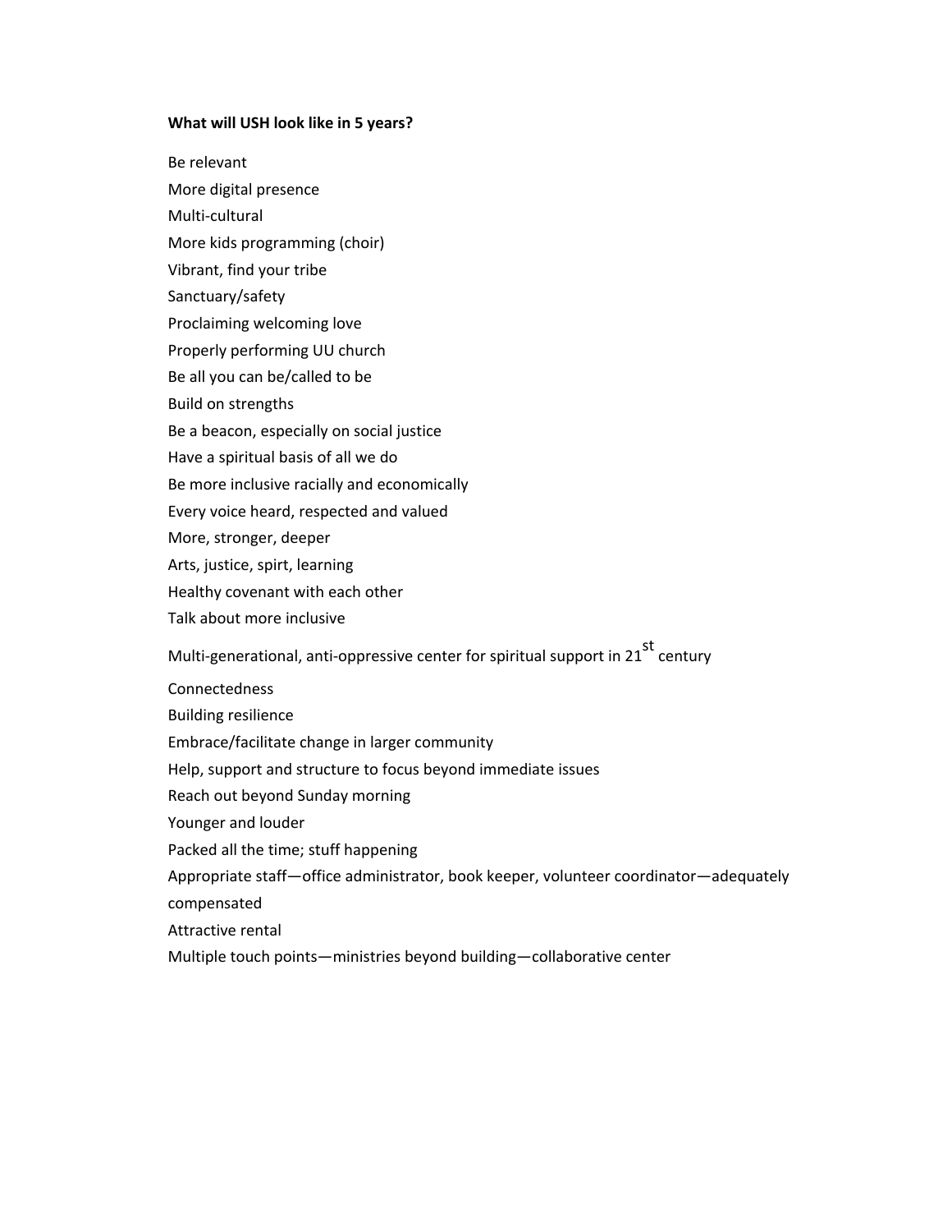**What will USH look like in 5 years?**

Be relevant

More digital presence

Multi-cultural

More kids programming (choir)

Vibrant, find your tribe

Sanctuary/safety

Proclaiming welcoming love

Properly performing UU church

Be all you can be/called to be

Build on strengths

Be a beacon, especially on social justice

Have a spiritual basis of all we do

Be more inclusive racially and economically

Every voice heard, respected and valued

More, stronger, deeper

Arts, justice, spirt, learning

Healthy covenant with each other

Talk about more inclusive

Multi-generational, anti-oppressive center for spiritual support in 21st century

Connectedness

Building resilience

Embrace/facilitate change in larger community

Help, support and structure to focus beyond immediate issues

Reach out beyond Sunday morning

Younger and louder

Packed all the time; stuff happening

Appropriate staff—office administrator, book keeper, volunteer coordinator—adequately compensated

Attractive rental

Multiple touch points—ministries beyond building—collaborative center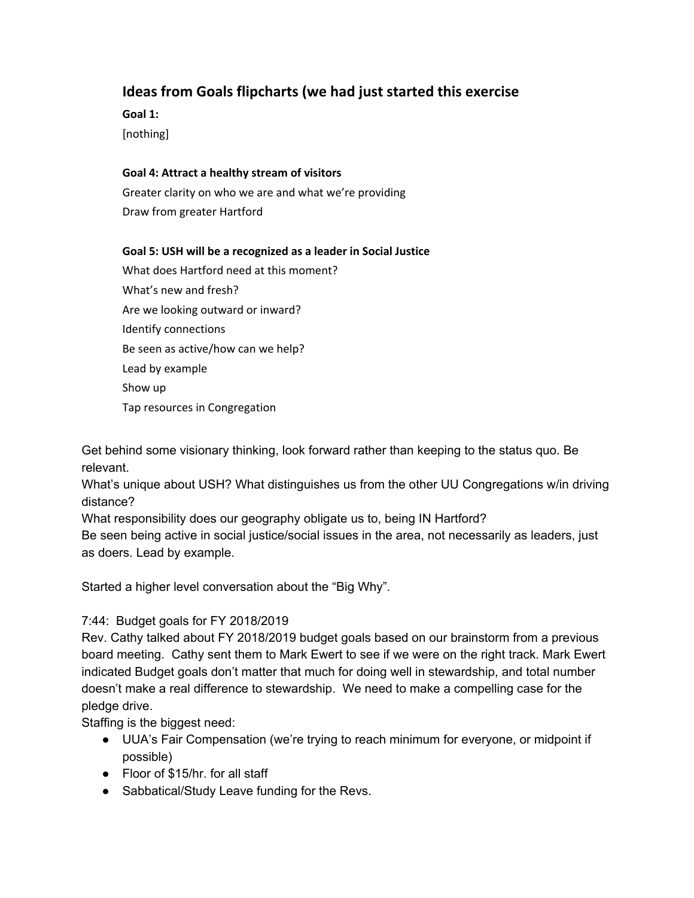## Ideas from Goals flipcharts (we had just started this exercise

**Goal 1:**

[nothing]

**Goal 4: Attract a healthy stream of visitors**

Greater clarity on who we are and what we're providing

Draw from greater Hartford

**Goal 5: USH will be a recognized as a leader in Social Justice**

What does Hartford need at this moment?

What's new and fresh?

Are we looking outward or inward?

Identify connections

Be seen as active/how can we help?

Lead by example

Show up

Tap resources in Congregation

Get behind some visionary thinking, look forward rather than keeping to the status quo. Be relevant.

What's unique about USH? What distinguishes us from the other UU Congregations w/in driving distance?

What responsibility does our geography obligate us to, being IN Hartford?

Be seen being active in social justice/social issues in the area, not necessarily as leaders, just as doers. Lead by example.

Started a higher level conversation about the "Big Why".

7:44: Budget goals for FY 2018/2019

Rev. Cathy talked about FY 2018/2019 budget goals based on our brainstorm from a previous board meeting. Cathy sent them to Mark Ewert to see if we were on the right track. Mark Ewert indicated Budget goals don't matter that much for doing well in stewardship, and total number doesn't make a real difference to stewardship. We need to make a compelling case for the pledge drive.

Staffing is the biggest need:

- UUA's Fair Compensation (we're trying to reach minimum for everyone, or midpoint if possible)
- Floor of $15/hr. for all staff
- Sabbatical/Study Leave funding for the Revs.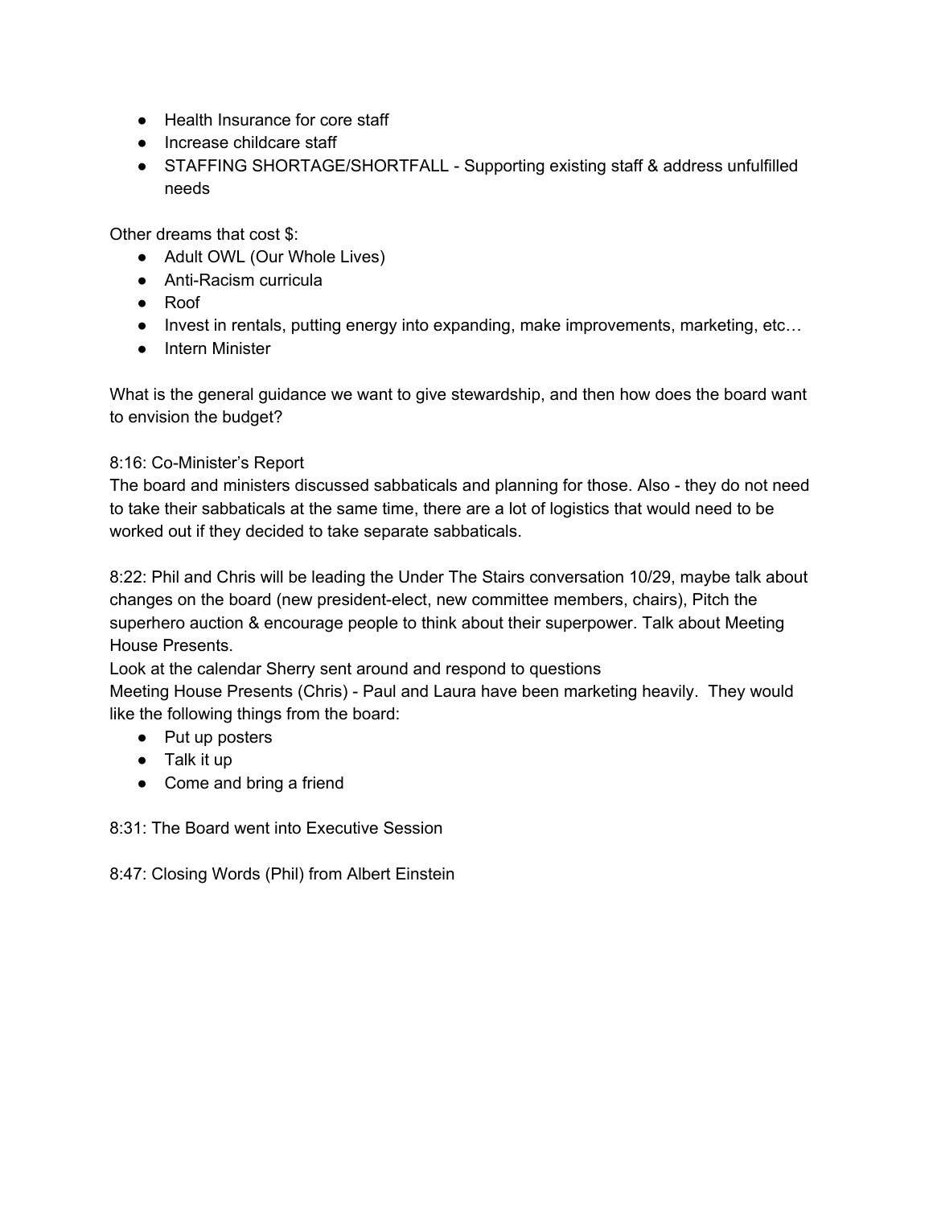- Health Insurance for core staff
- Increase childcare staff
- STAFFING SHORTAGE/SHORTFALL - Supporting existing staff & address unfulfilled needs

Other dreams that cost $:

- Adult OWL (Our Whole Lives)
- Anti-Racism curricula
- Roof
- Invest in rentals, putting energy into expanding, make improvements, marketing, etc…
- Intern Minister

What is the general guidance we want to give stewardship, and then how does the board want to envision the budget?

8:16: Co-Minister's Report
The board and ministers discussed sabbaticals and planning for those. Also - they do not need to take their sabbaticals at the same time, there are a lot of logistics that would need to be worked out if they decided to take separate sabbaticals.

8:22: Phil and Chris will be leading the Under The Stairs conversation 10/29, maybe talk about changes on the board (new president-elect, new committee members, chairs), Pitch the superhero auction & encourage people to think about their superpower. Talk about Meeting House Presents.
Look at the calendar Sherry sent around and respond to questions
Meeting House Presents (Chris) - Paul and Laura have been marketing heavily. They would like the following things from the board:

- Put up posters
- Talk it up
- Come and bring a friend

8:31: The Board went into Executive Session

8:47: Closing Words (Phil) from Albert Einstein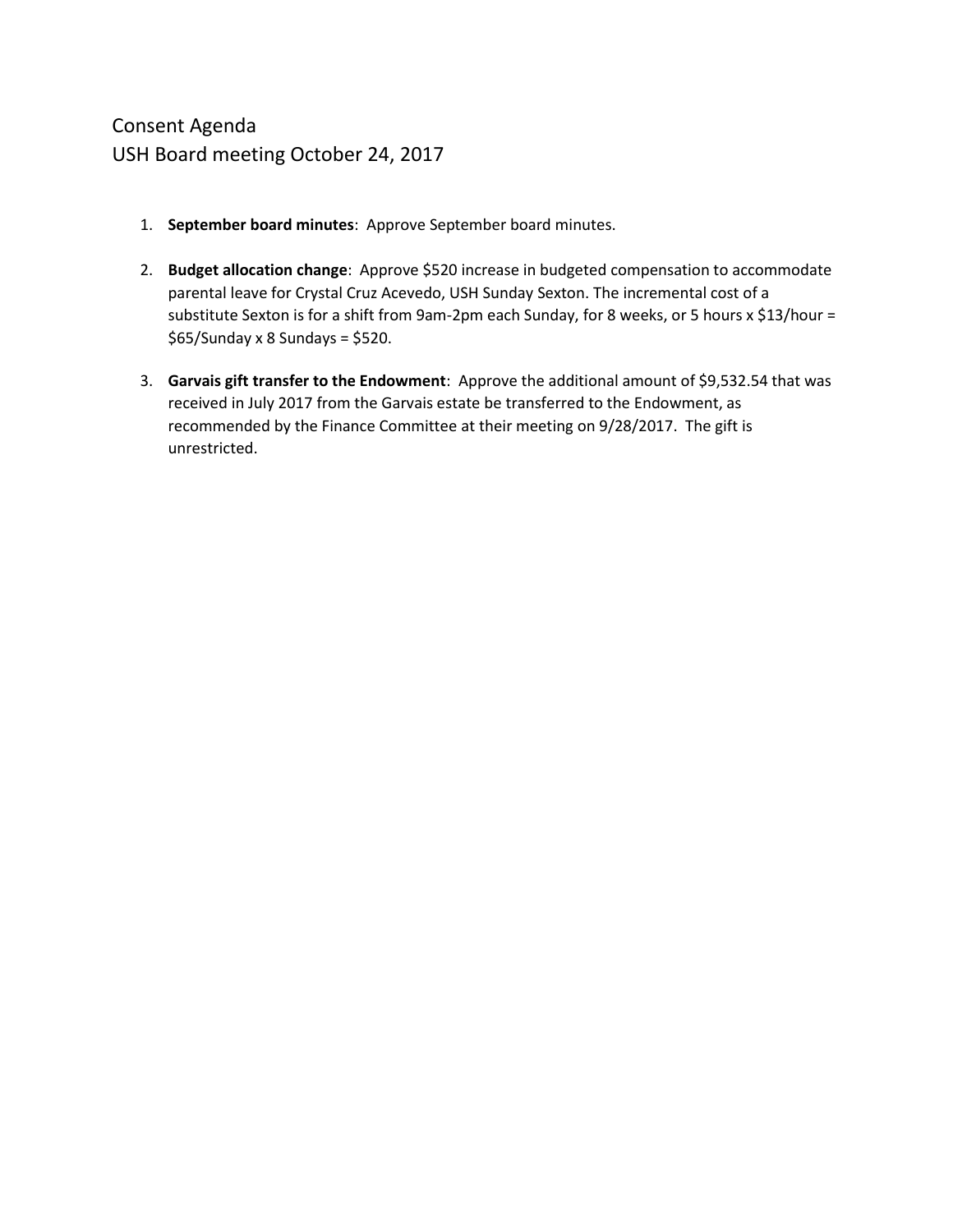# Consent Agenda
## USH Board meeting October 24, 2017

1. **September board minutes**: Approve September board minutes.

2. **Budget allocation change**: Approve $520 increase in budgeted compensation to accommodate parental leave for Crystal Cruz Acevedo, USH Sunday Sexton. The incremental cost of a substitute Sexton is for a shift from 9am-2pm each Sunday, for 8 weeks, or 5 hours x $13/hour = $65/Sunday x 8 Sundays = $520.

3. **Garvais gift transfer to the Endowment**: Approve the additional amount of $9,532.54 that was received in July 2017 from the Garvais estate be transferred to the Endowment, as recommended by the Finance Committee at their meeting on 9/28/2017. The gift is unrestricted.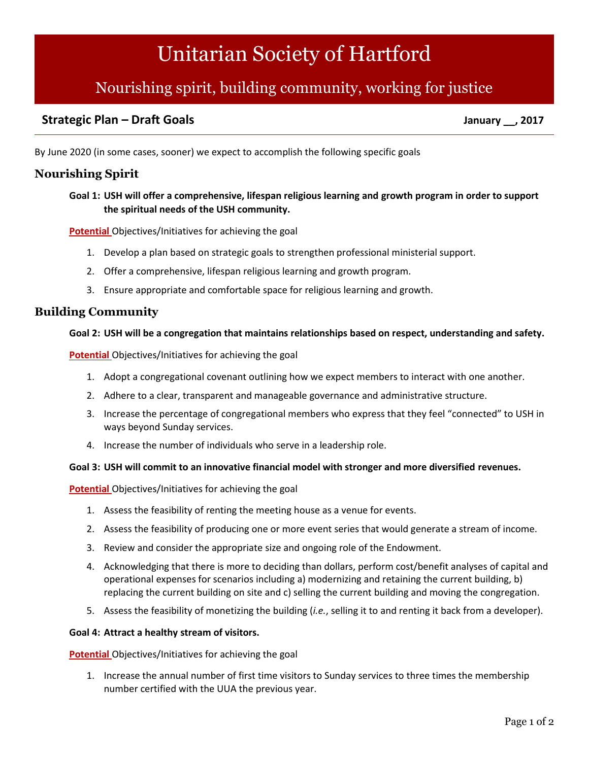# Unitarian Society of Hartford

## Nourishing spirit, building community, working for justice

**Strategic Plan – Draft Goals** **January __, 2017**

By June 2020 (in some cases, sooner) we expect to accomplish the following specific goals

## Nourishing Spirit

**Goal 1: USH will offer a comprehensive, lifespan religious learning and growth program in order to support the spiritual needs of the USH community.**

**Potential** Objectives/Initiatives for achieving the goal

1. Develop a plan based on strategic goals to strengthen professional ministerial support.
2. Offer a comprehensive, lifespan religious learning and growth program.
3. Ensure appropriate and comfortable space for religious learning and growth.

## Building Community

**Goal 2: USH will be a congregation that maintains relationships based on respect, understanding and safety.**

**Potential** Objectives/Initiatives for achieving the goal

1. Adopt a congregational covenant outlining how we expect members to interact with one another.
2. Adhere to a clear, transparent and manageable governance and administrative structure.
3. Increase the percentage of congregational members who express that they feel "connected" to USH in ways beyond Sunday services.
4. Increase the number of individuals who serve in a leadership role.

**Goal 3: USH will commit to an innovative financial model with stronger and more diversified revenues.**

**Potential** Objectives/Initiatives for achieving the goal

1. Assess the feasibility of renting the meeting house as a venue for events.
2. Assess the feasibility of producing one or more event series that would generate a stream of income.
3. Review and consider the appropriate size and ongoing role of the Endowment.
4. Acknowledging that there is more to deciding than dollars, perform cost/benefit analyses of capital and operational expenses for scenarios including a) modernizing and retaining the current building, b) replacing the current building on site and c) selling the current building and moving the congregation.
5. Assess the feasibility of monetizing the building (*i.e.*, selling it to and renting it back from a developer).

**Goal 4: Attract a healthy stream of visitors.**

**Potential** Objectives/Initiatives for achieving the goal

1. Increase the annual number of first time visitors to Sunday services to three times the membership number certified with the UUA the previous year.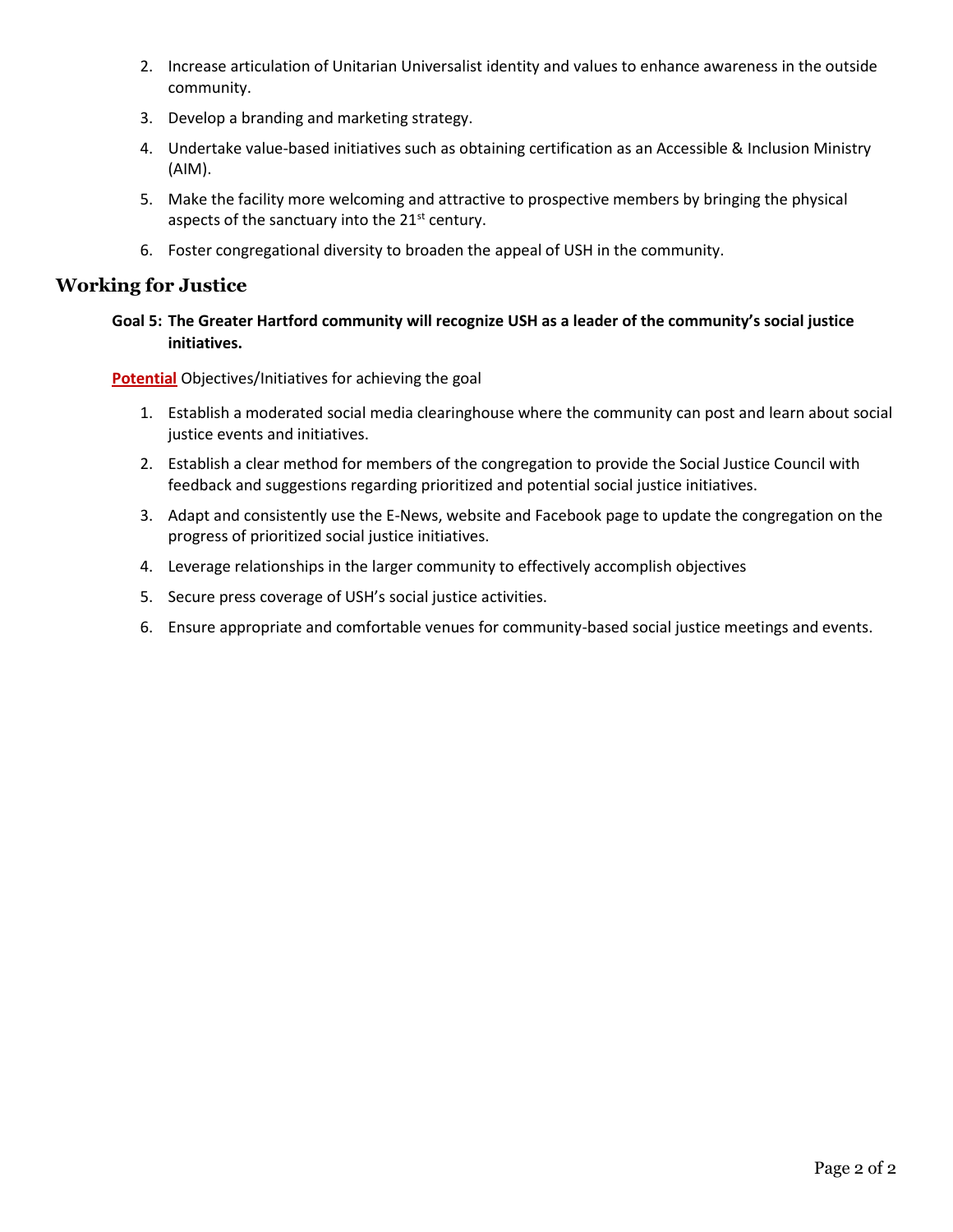2. Increase articulation of Unitarian Universalist identity and values to enhance awareness in the outside community.
3. Develop a branding and marketing strategy.
4. Undertake value-based initiatives such as obtaining certification as an Accessible & Inclusion Ministry (AIM).
5. Make the facility more welcoming and attractive to prospective members by bringing the physical aspects of the sanctuary into the 21st century.
6. Foster congregational diversity to broaden the appeal of USH in the community.

## Working for Justice

**Goal 5: The Greater Hartford community will recognize USH as a leader of the community's social justice initiatives.**

**Potential** Objectives/Initiatives for achieving the goal

1. Establish a moderated social media clearinghouse where the community can post and learn about social justice events and initiatives.
2. Establish a clear method for members of the congregation to provide the Social Justice Council with feedback and suggestions regarding prioritized and potential social justice initiatives.
3. Adapt and consistently use the E-News, website and Facebook page to update the congregation on the progress of prioritized social justice initiatives.
4. Leverage relationships in the larger community to effectively accomplish objectives
5. Secure press coverage of USH's social justice activities.
6. Ensure appropriate and comfortable venues for community-based social justice meetings and events.